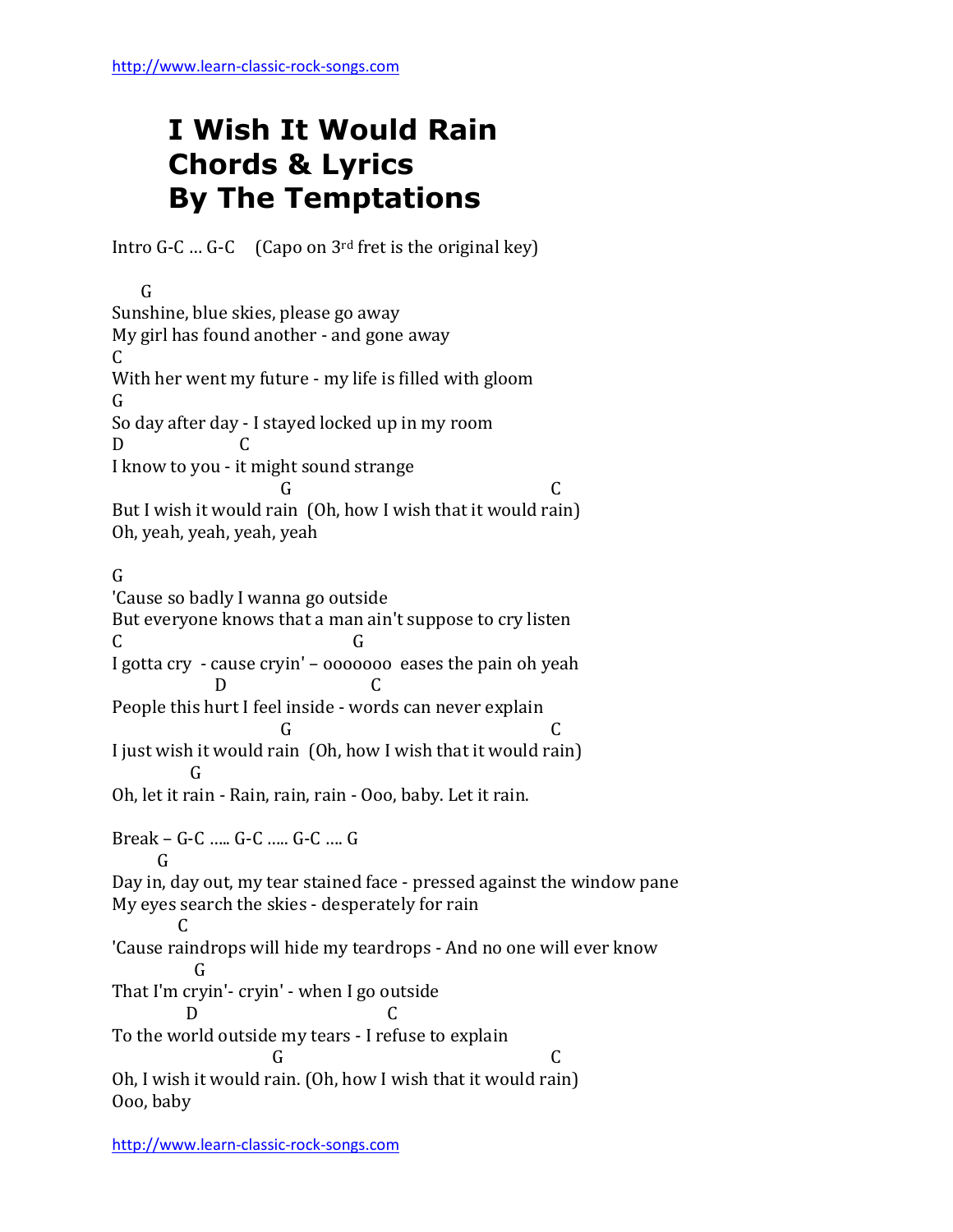# I Wish It Would Rain Chords & Lyrics By The Temptations

Intro G-C … G-C (Capo on 3rd fret is the original key)

```
     G
Sunshine, blue skies, please go away
My girl has found another - and gone away
C
With her went my future - my life is filled with gloom
G
So day after day - I stayed locked up in my room
D                C
I know to you - it might sound strange
                        G                                    C
But I wish it would rain  (Oh, how I wish that it would rain)
Oh, yeah, yeah, yeah, yeah

G
'Cause so badly I wanna go outside
But everyone knows that a man ain't suppose to cry listen
C                                    G
I gotta cry  - cause cryin' – ooooooo  eases the pain oh yeah
               D                    C
People this hurt I feel inside - words can never explain
                        G                                    C
I just wish it would rain  (Oh, how I wish that it would rain)
           G
Oh, let it rain - Rain, rain, rain - Ooo, baby. Let it rain.

Break – G-C ….. G-C ….. G-C …. G
       G
Day in, day out, my tear stained face - pressed against the window pane
My eyes search the skies - desperately for rain
          C
'Cause raindrops will hide my teardrops - And no one will ever know
            G
That I'm cryin'- cryin' - when I go outside
           D                      C
To the world outside my tears - I refuse to explain
                       G                                     C
Oh, I wish it would rain. (Oh, how I wish that it would rain)
Ooo, baby
```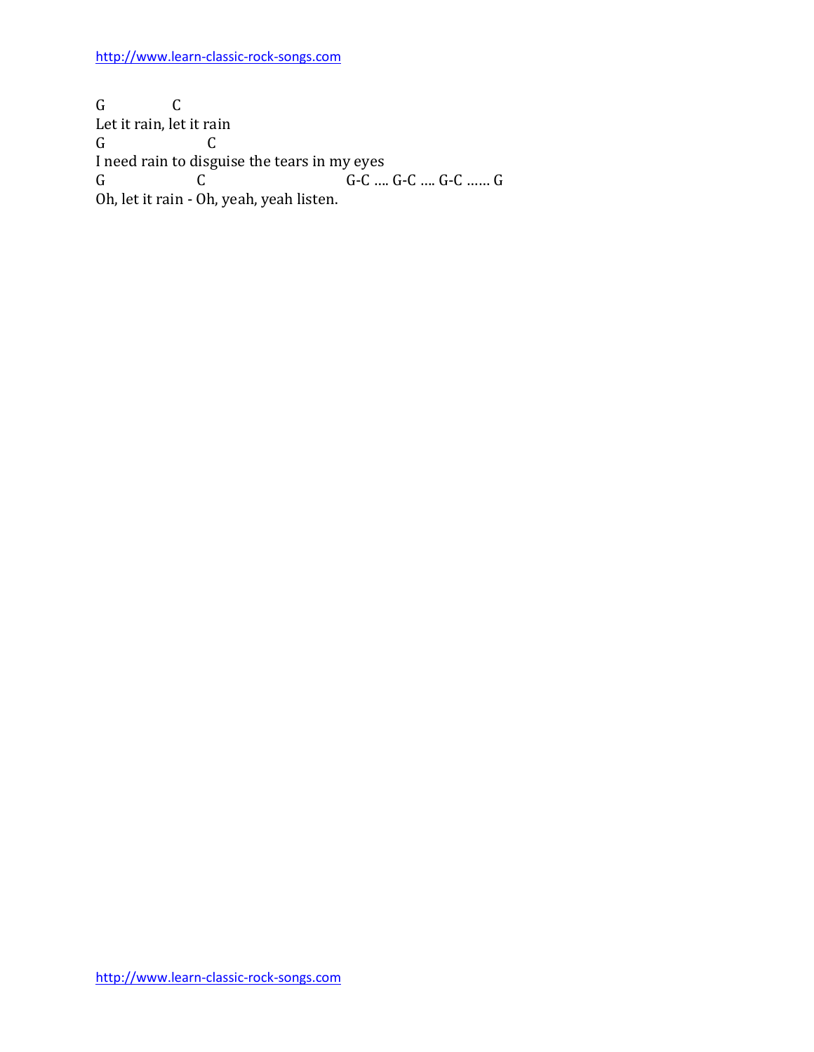```
G              C
Let it rain, let it rain
G                     C
I need rain to disguise the tears in my eyes
G                   C                               G-C …. G-C …. G-C …… G
Oh, let it rain - Oh, yeah, yeah listen.
```